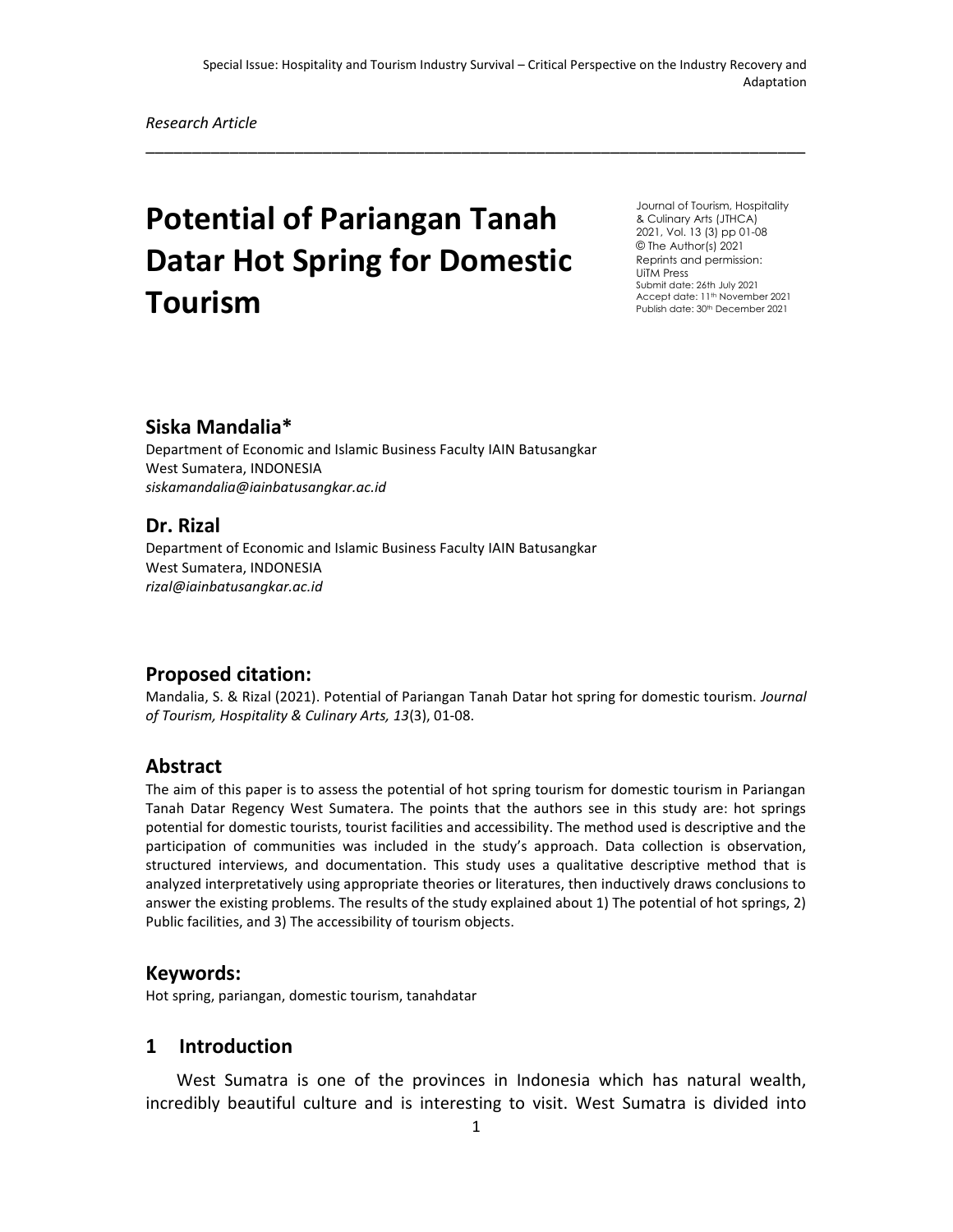Special Issue: Hospitality and Tourism Industry Survival – Critical Perspective on the Industry Recovery and Adaptation

*Research Article*

---

# Potential of Pariangan Tanah Datar Hot Spring for Domestic Tourism

Journal of Tourism, Hospitality & Culinary Arts (JTHCA)
2021, Vol. 13 (3) pp 01-08
© The Author(s) 2021
Reprints and permission:
UiTM Press
Submit date: 26th July 2021
Accept date: 11th November 2021
Publish date: 30th December 2021

### Siska Mandalia*

Department of Economic and Islamic Business Faculty IAIN Batusangkar
West Sumatera, INDONESIA
*siskamandalia@iainbatusangkar.ac.id*

### Dr. Rizal

Department of Economic and Islamic Business Faculty IAIN Batusangkar
West Sumatera, INDONESIA
*rizal@iainbatusangkar.ac.id*

## Proposed citation:

Mandalia, S. & Rizal (2021). Potential of Pariangan Tanah Datar hot spring for domestic tourism. *Journal of Tourism, Hospitality & Culinary Arts, 13*(3), 01-08.

## Abstract

The aim of this paper is to assess the potential of hot spring tourism for domestic tourism in Pariangan Tanah Datar Regency West Sumatera. The points that the authors see in this study are: hot springs potential for domestic tourists, tourist facilities and accessibility. The method used is descriptive and the participation of communities was included in the study's approach. Data collection is observation, structured interviews, and documentation. This study uses a qualitative descriptive method that is analyzed interpretatively using appropriate theories or literatures, then inductively draws conclusions to answer the existing problems. The results of the study explained about 1) The potential of hot springs, 2) Public facilities, and 3) The accessibility of tourism objects.

## Keywords:

Hot spring, pariangan, domestic tourism, tanahdatar

## 1 Introduction

West Sumatra is one of the provinces in Indonesia which has natural wealth, incredibly beautiful culture and is interesting to visit. West Sumatra is divided into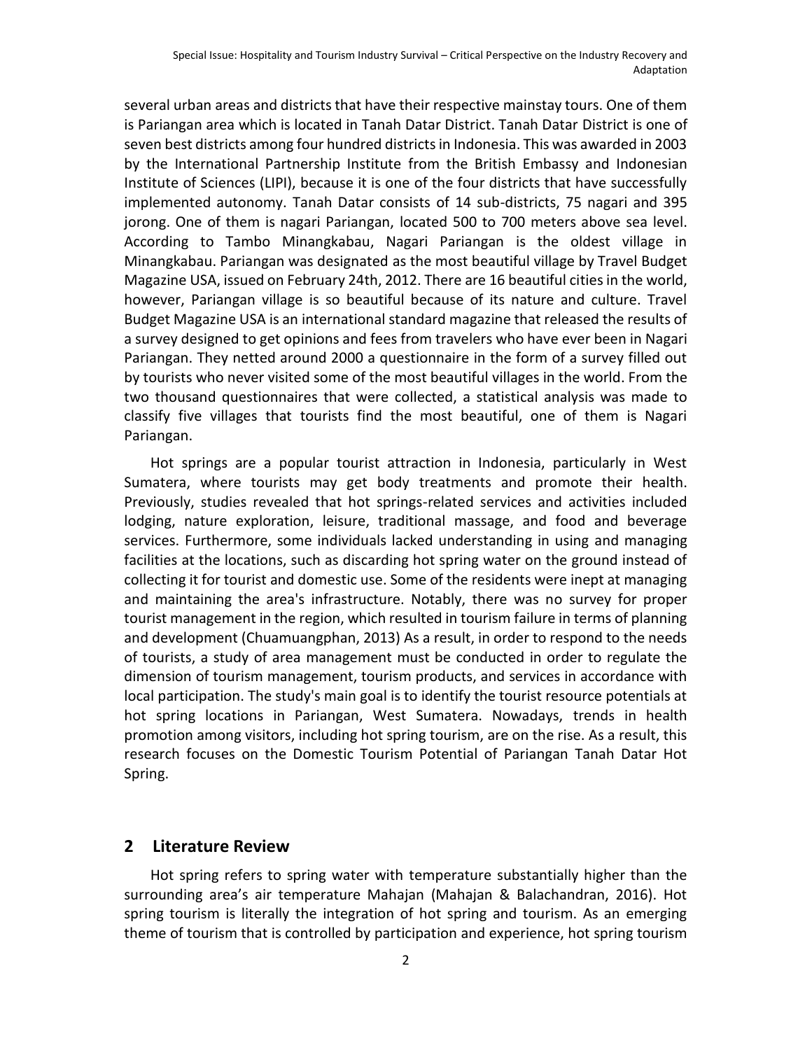several urban areas and districts that have their respective mainstay tours. One of them is Pariangan area which is located in Tanah Datar District. Tanah Datar District is one of seven best districts among four hundred districts in Indonesia. This was awarded in 2003 by the International Partnership Institute from the British Embassy and Indonesian Institute of Sciences (LIPI), because it is one of the four districts that have successfully implemented autonomy. Tanah Datar consists of 14 sub-districts, 75 nagari and 395 jorong. One of them is nagari Pariangan, located 500 to 700 meters above sea level. According to Tambo Minangkabau, Nagari Pariangan is the oldest village in Minangkabau. Pariangan was designated as the most beautiful village by Travel Budget Magazine USA, issued on February 24th, 2012. There are 16 beautiful cities in the world, however, Pariangan village is so beautiful because of its nature and culture. Travel Budget Magazine USA is an international standard magazine that released the results of a survey designed to get opinions and fees from travelers who have ever been in Nagari Pariangan. They netted around 2000 a questionnaire in the form of a survey filled out by tourists who never visited some of the most beautiful villages in the world. From the two thousand questionnaires that were collected, a statistical analysis was made to classify five villages that tourists find the most beautiful, one of them is Nagari Pariangan.

Hot springs are a popular tourist attraction in Indonesia, particularly in West Sumatera, where tourists may get body treatments and promote their health. Previously, studies revealed that hot springs-related services and activities included lodging, nature exploration, leisure, traditional massage, and food and beverage services. Furthermore, some individuals lacked understanding in using and managing facilities at the locations, such as discarding hot spring water on the ground instead of collecting it for tourist and domestic use. Some of the residents were inept at managing and maintaining the area's infrastructure. Notably, there was no survey for proper tourist management in the region, which resulted in tourism failure in terms of planning and development (Chuamuangphan, 2013) As a result, in order to respond to the needs of tourists, a study of area management must be conducted in order to regulate the dimension of tourism management, tourism products, and services in accordance with local participation. The study's main goal is to identify the tourist resource potentials at hot spring locations in Pariangan, West Sumatera. Nowadays, trends in health promotion among visitors, including hot spring tourism, are on the rise. As a result, this research focuses on the Domestic Tourism Potential of Pariangan Tanah Datar Hot Spring.

## 2 Literature Review

Hot spring refers to spring water with temperature substantially higher than the surrounding area's air temperature Mahajan (Mahajan & Balachandran, 2016). Hot spring tourism is literally the integration of hot spring and tourism. As an emerging theme of tourism that is controlled by participation and experience, hot spring tourism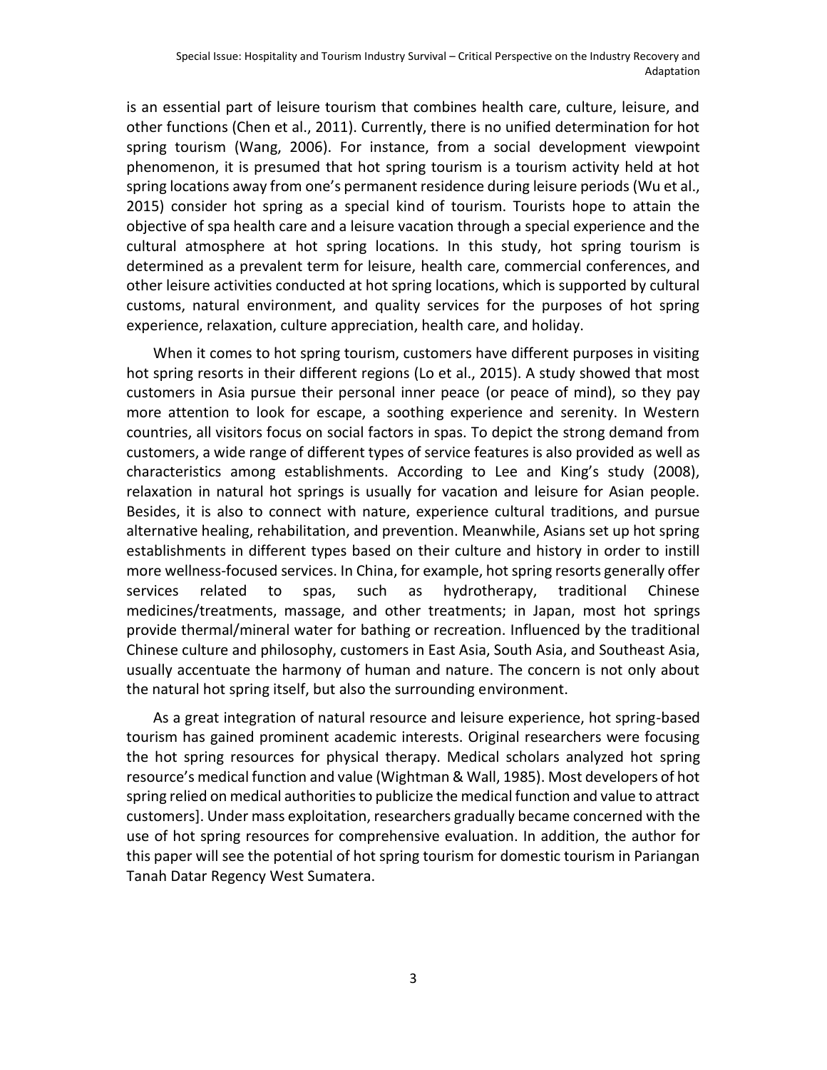is an essential part of leisure tourism that combines health care, culture, leisure, and other functions (Chen et al., 2011). Currently, there is no unified determination for hot spring tourism (Wang, 2006). For instance, from a social development viewpoint phenomenon, it is presumed that hot spring tourism is a tourism activity held at hot spring locations away from one's permanent residence during leisure periods (Wu et al., 2015) consider hot spring as a special kind of tourism. Tourists hope to attain the objective of spa health care and a leisure vacation through a special experience and the cultural atmosphere at hot spring locations. In this study, hot spring tourism is determined as a prevalent term for leisure, health care, commercial conferences, and other leisure activities conducted at hot spring locations, which is supported by cultural customs, natural environment, and quality services for the purposes of hot spring experience, relaxation, culture appreciation, health care, and holiday.

When it comes to hot spring tourism, customers have different purposes in visiting hot spring resorts in their different regions (Lo et al., 2015). A study showed that most customers in Asia pursue their personal inner peace (or peace of mind), so they pay more attention to look for escape, a soothing experience and serenity. In Western countries, all visitors focus on social factors in spas. To depict the strong demand from customers, a wide range of different types of service features is also provided as well as characteristics among establishments. According to Lee and King's study (2008), relaxation in natural hot springs is usually for vacation and leisure for Asian people. Besides, it is also to connect with nature, experience cultural traditions, and pursue alternative healing, rehabilitation, and prevention. Meanwhile, Asians set up hot spring establishments in different types based on their culture and history in order to instill more wellness-focused services. In China, for example, hot spring resorts generally offer services related to spas, such as hydrotherapy, traditional Chinese medicines/treatments, massage, and other treatments; in Japan, most hot springs provide thermal/mineral water for bathing or recreation. Influenced by the traditional Chinese culture and philosophy, customers in East Asia, South Asia, and Southeast Asia, usually accentuate the harmony of human and nature. The concern is not only about the natural hot spring itself, but also the surrounding environment.

As a great integration of natural resource and leisure experience, hot spring-based tourism has gained prominent academic interests. Original researchers were focusing the hot spring resources for physical therapy. Medical scholars analyzed hot spring resource's medical function and value (Wightman & Wall, 1985). Most developers of hot spring relied on medical authorities to publicize the medical function and value to attract customers]. Under mass exploitation, researchers gradually became concerned with the use of hot spring resources for comprehensive evaluation. In addition, the author for this paper will see the potential of hot spring tourism for domestic tourism in Pariangan Tanah Datar Regency West Sumatera.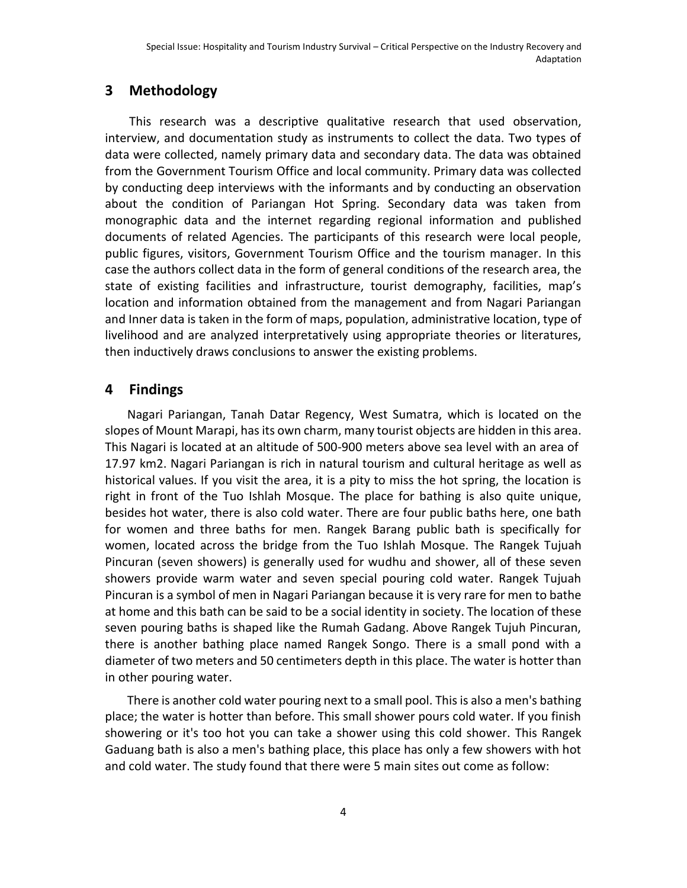## 3 Methodology

This research was a descriptive qualitative research that used observation, interview, and documentation study as instruments to collect the data. Two types of data were collected, namely primary data and secondary data. The data was obtained from the Government Tourism Office and local community. Primary data was collected by conducting deep interviews with the informants and by conducting an observation about the condition of Pariangan Hot Spring. Secondary data was taken from monographic data and the internet regarding regional information and published documents of related Agencies. The participants of this research were local people, public figures, visitors, Government Tourism Office and the tourism manager. In this case the authors collect data in the form of general conditions of the research area, the state of existing facilities and infrastructure, tourist demography, facilities, map's location and information obtained from the management and from Nagari Pariangan and Inner data is taken in the form of maps, population, administrative location, type of livelihood and are analyzed interpretatively using appropriate theories or literatures, then inductively draws conclusions to answer the existing problems.

## 4 Findings

Nagari Pariangan, Tanah Datar Regency, West Sumatra, which is located on the slopes of Mount Marapi, has its own charm, many tourist objects are hidden in this area. This Nagari is located at an altitude of 500-900 meters above sea level with an area of 17.97 km2. Nagari Pariangan is rich in natural tourism and cultural heritage as well as historical values. If you visit the area, it is a pity to miss the hot spring, the location is right in front of the Tuo Ishlah Mosque. The place for bathing is also quite unique, besides hot water, there is also cold water. There are four public baths here, one bath for women and three baths for men. Rangek Barang public bath is specifically for women, located across the bridge from the Tuo Ishlah Mosque. The Rangek Tujuah Pincuran (seven showers) is generally used for wudhu and shower, all of these seven showers provide warm water and seven special pouring cold water. Rangek Tujuah Pincuran is a symbol of men in Nagari Pariangan because it is very rare for men to bathe at home and this bath can be said to be a social identity in society. The location of these seven pouring baths is shaped like the Rumah Gadang. Above Rangek Tujuh Pincuran, there is another bathing place named Rangek Songo. There is a small pond with a diameter of two meters and 50 centimeters depth in this place. The water is hotter than in other pouring water.

There is another cold water pouring next to a small pool. This is also a men's bathing place; the water is hotter than before. This small shower pours cold water. If you finish showering or it's too hot you can take a shower using this cold shower. This Rangek Gaduang bath is also a men's bathing place, this place has only a few showers with hot and cold water. The study found that there were 5 main sites out come as follow: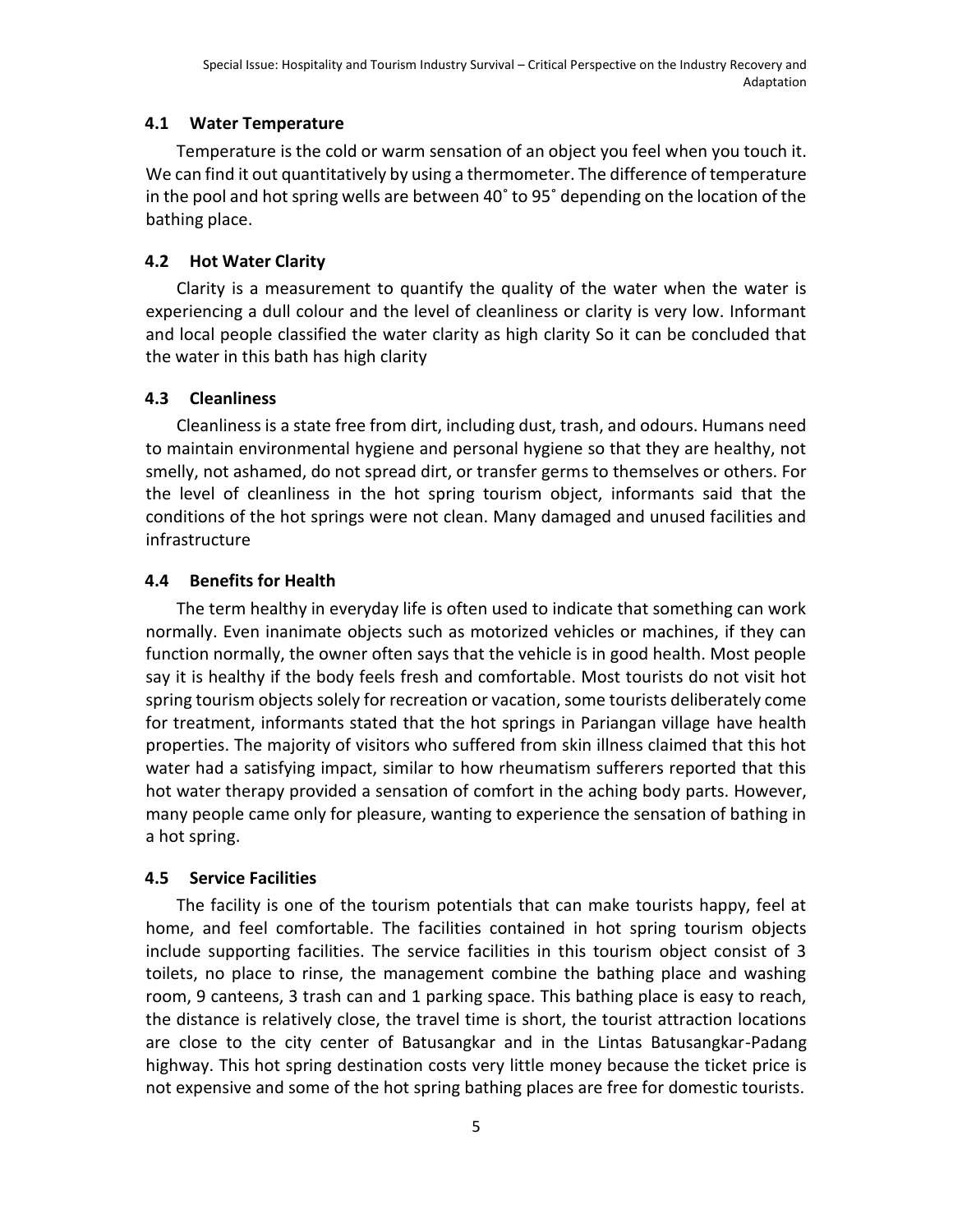### 4.1 Water Temperature

Temperature is the cold or warm sensation of an object you feel when you touch it. We can find it out quantitatively by using a thermometer. The difference of temperature in the pool and hot spring wells are between 40˚ to 95˚ depending on the location of the bathing place.

### 4.2 Hot Water Clarity

Clarity is a measurement to quantify the quality of the water when the water is experiencing a dull colour and the level of cleanliness or clarity is very low. Informant and local people classified the water clarity as high clarity So it can be concluded that the water in this bath has high clarity

### 4.3 Cleanliness

Cleanliness is a state free from dirt, including dust, trash, and odours. Humans need to maintain environmental hygiene and personal hygiene so that they are healthy, not smelly, not ashamed, do not spread dirt, or transfer germs to themselves or others. For the level of cleanliness in the hot spring tourism object, informants said that the conditions of the hot springs were not clean. Many damaged and unused facilities and infrastructure

### 4.4 Benefits for Health

The term healthy in everyday life is often used to indicate that something can work normally. Even inanimate objects such as motorized vehicles or machines, if they can function normally, the owner often says that the vehicle is in good health. Most people say it is healthy if the body feels fresh and comfortable. Most tourists do not visit hot spring tourism objects solely for recreation or vacation, some tourists deliberately come for treatment, informants stated that the hot springs in Pariangan village have health properties. The majority of visitors who suffered from skin illness claimed that this hot water had a satisfying impact, similar to how rheumatism sufferers reported that this hot water therapy provided a sensation of comfort in the aching body parts. However, many people came only for pleasure, wanting to experience the sensation of bathing in a hot spring.

### 4.5 Service Facilities

The facility is one of the tourism potentials that can make tourists happy, feel at home, and feel comfortable. The facilities contained in hot spring tourism objects include supporting facilities. The service facilities in this tourism object consist of 3 toilets, no place to rinse, the management combine the bathing place and washing room, 9 canteens, 3 trash can and 1 parking space. This bathing place is easy to reach, the distance is relatively close, the travel time is short, the tourist attraction locations are close to the city center of Batusangkar and in the Lintas Batusangkar-Padang highway. This hot spring destination costs very little money because the ticket price is not expensive and some of the hot spring bathing places are free for domestic tourists.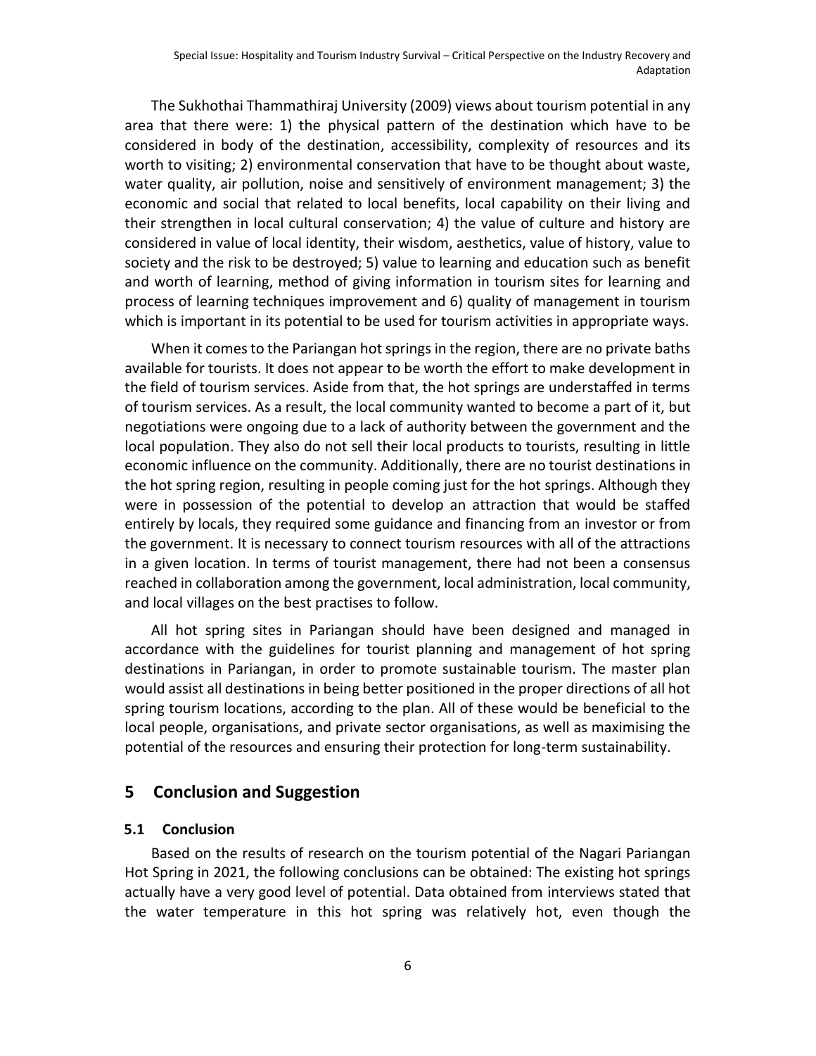The Sukhothai Thammathiraj University (2009) views about tourism potential in any area that there were: 1) the physical pattern of the destination which have to be considered in body of the destination, accessibility, complexity of resources and its worth to visiting; 2) environmental conservation that have to be thought about waste, water quality, air pollution, noise and sensitively of environment management; 3) the economic and social that related to local benefits, local capability on their living and their strengthen in local cultural conservation; 4) the value of culture and history are considered in value of local identity, their wisdom, aesthetics, value of history, value to society and the risk to be destroyed; 5) value to learning and education such as benefit and worth of learning, method of giving information in tourism sites for learning and process of learning techniques improvement and 6) quality of management in tourism which is important in its potential to be used for tourism activities in appropriate ways.

When it comes to the Pariangan hot springs in the region, there are no private baths available for tourists. It does not appear to be worth the effort to make development in the field of tourism services. Aside from that, the hot springs are understaffed in terms of tourism services. As a result, the local community wanted to become a part of it, but negotiations were ongoing due to a lack of authority between the government and the local population. They also do not sell their local products to tourists, resulting in little economic influence on the community. Additionally, there are no tourist destinations in the hot spring region, resulting in people coming just for the hot springs. Although they were in possession of the potential to develop an attraction that would be staffed entirely by locals, they required some guidance and financing from an investor or from the government. It is necessary to connect tourism resources with all of the attractions in a given location. In terms of tourist management, there had not been a consensus reached in collaboration among the government, local administration, local community, and local villages on the best practises to follow.

All hot spring sites in Pariangan should have been designed and managed in accordance with the guidelines for tourist planning and management of hot spring destinations in Pariangan, in order to promote sustainable tourism. The master plan would assist all destinations in being better positioned in the proper directions of all hot spring tourism locations, according to the plan. All of these would be beneficial to the local people, organisations, and private sector organisations, as well as maximising the potential of the resources and ensuring their protection for long-term sustainability.

## 5 Conclusion and Suggestion

### 5.1 Conclusion

Based on the results of research on the tourism potential of the Nagari Pariangan Hot Spring in 2021, the following conclusions can be obtained: The existing hot springs actually have a very good level of potential. Data obtained from interviews stated that the water temperature in this hot spring was relatively hot, even though the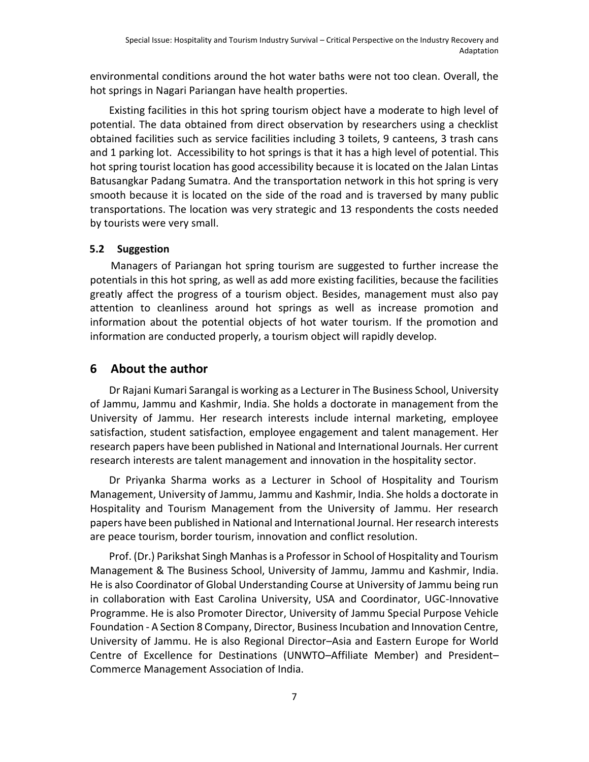environmental conditions around the hot water baths were not too clean. Overall, the hot springs in Nagari Pariangan have health properties.

Existing facilities in this hot spring tourism object have a moderate to high level of potential. The data obtained from direct observation by researchers using a checklist obtained facilities such as service facilities including 3 toilets, 9 canteens, 3 trash cans and 1 parking lot. Accessibility to hot springs is that it has a high level of potential. This hot spring tourist location has good accessibility because it is located on the Jalan Lintas Batusangkar Padang Sumatra. And the transportation network in this hot spring is very smooth because it is located on the side of the road and is traversed by many public transportations. The location was very strategic and 13 respondents the costs needed by tourists were very small.

### 5.2 Suggestion

Managers of Pariangan hot spring tourism are suggested to further increase the potentials in this hot spring, as well as add more existing facilities, because the facilities greatly affect the progress of a tourism object. Besides, management must also pay attention to cleanliness around hot springs as well as increase promotion and information about the potential objects of hot water tourism. If the promotion and information are conducted properly, a tourism object will rapidly develop.

## 6 About the author

Dr Rajani Kumari Sarangal is working as a Lecturer in The Business School, University of Jammu, Jammu and Kashmir, India. She holds a doctorate in management from the University of Jammu. Her research interests include internal marketing, employee satisfaction, student satisfaction, employee engagement and talent management. Her research papers have been published in National and International Journals. Her current research interests are talent management and innovation in the hospitality sector.

Dr Priyanka Sharma works as a Lecturer in School of Hospitality and Tourism Management, University of Jammu, Jammu and Kashmir, India. She holds a doctorate in Hospitality and Tourism Management from the University of Jammu. Her research papers have been published in National and International Journal. Her research interests are peace tourism, border tourism, innovation and conflict resolution.

Prof. (Dr.) Parikshat Singh Manhas is a Professor in School of Hospitality and Tourism Management & The Business School, University of Jammu, Jammu and Kashmir, India. He is also Coordinator of Global Understanding Course at University of Jammu being run in collaboration with East Carolina University, USA and Coordinator, UGC-Innovative Programme. He is also Promoter Director, University of Jammu Special Purpose Vehicle Foundation - A Section 8 Company, Director, Business Incubation and Innovation Centre, University of Jammu. He is also Regional Director–Asia and Eastern Europe for World Centre of Excellence for Destinations (UNWTO–Affiliate Member) and President–Commerce Management Association of India.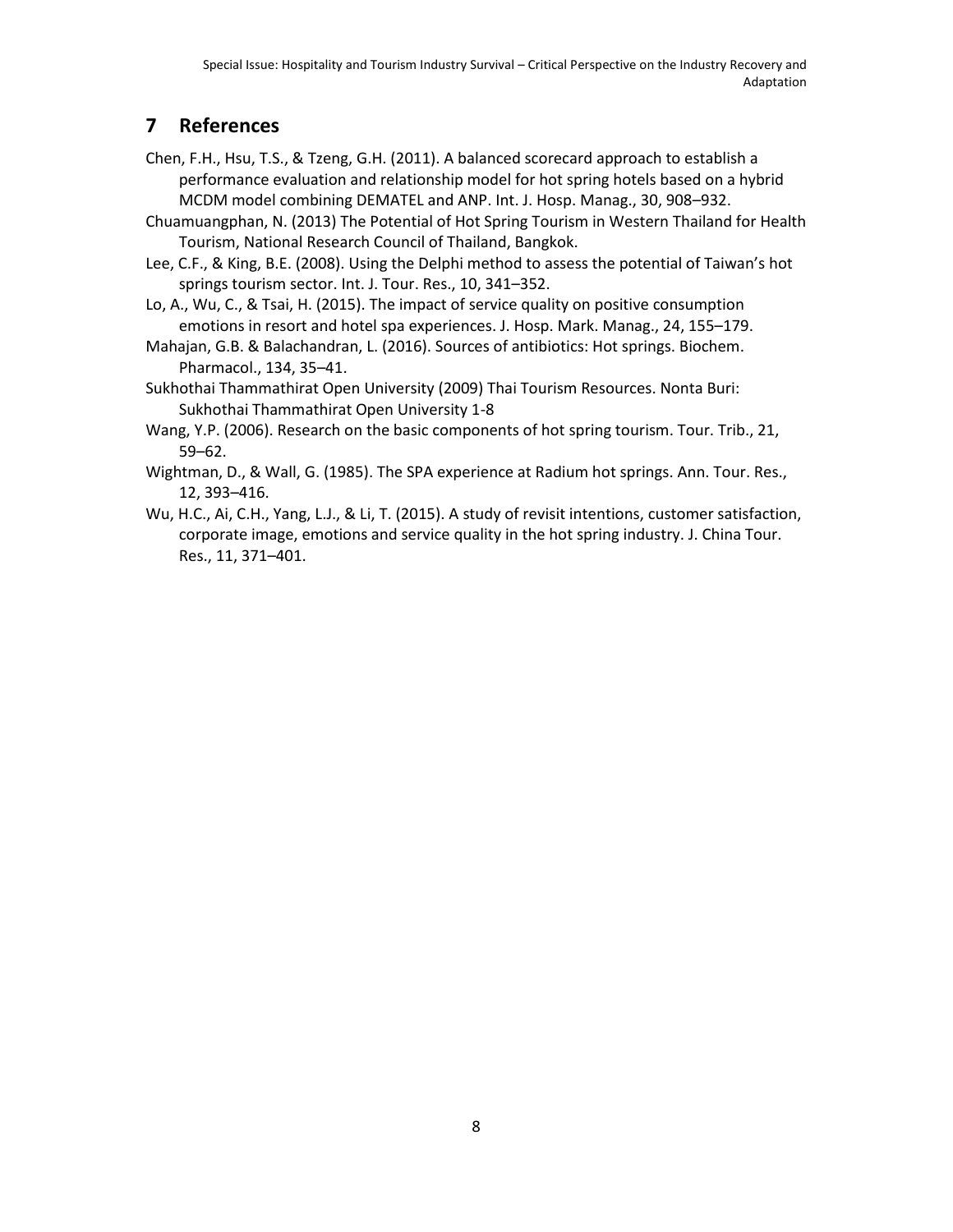## 7 References

Chen, F.H., Hsu, T.S., & Tzeng, G.H. (2011). A balanced scorecard approach to establish a performance evaluation and relationship model for hot spring hotels based on a hybrid MCDM model combining DEMATEL and ANP. Int. J. Hosp. Manag., 30, 908–932.

Chuamuangphan, N. (2013) The Potential of Hot Spring Tourism in Western Thailand for Health Tourism, National Research Council of Thailand, Bangkok.

Lee, C.F., & King, B.E. (2008). Using the Delphi method to assess the potential of Taiwan's hot springs tourism sector. Int. J. Tour. Res., 10, 341–352.

Lo, A., Wu, C., & Tsai, H. (2015). The impact of service quality on positive consumption emotions in resort and hotel spa experiences. J. Hosp. Mark. Manag., 24, 155–179.

Mahajan, G.B. & Balachandran, L. (2016). Sources of antibiotics: Hot springs. Biochem. Pharmacol., 134, 35–41.

Sukhothai Thammathirat Open University (2009) Thai Tourism Resources. Nonta Buri: Sukhothai Thammathirat Open University 1-8

Wang, Y.P. (2006). Research on the basic components of hot spring tourism. Tour. Trib., 21, 59–62.

Wightman, D., & Wall, G. (1985). The SPA experience at Radium hot springs. Ann. Tour. Res., 12, 393–416.

Wu, H.C., Ai, C.H., Yang, L.J., & Li, T. (2015). A study of revisit intentions, customer satisfaction, corporate image, emotions and service quality in the hot spring industry. J. China Tour. Res., 11, 371–401.